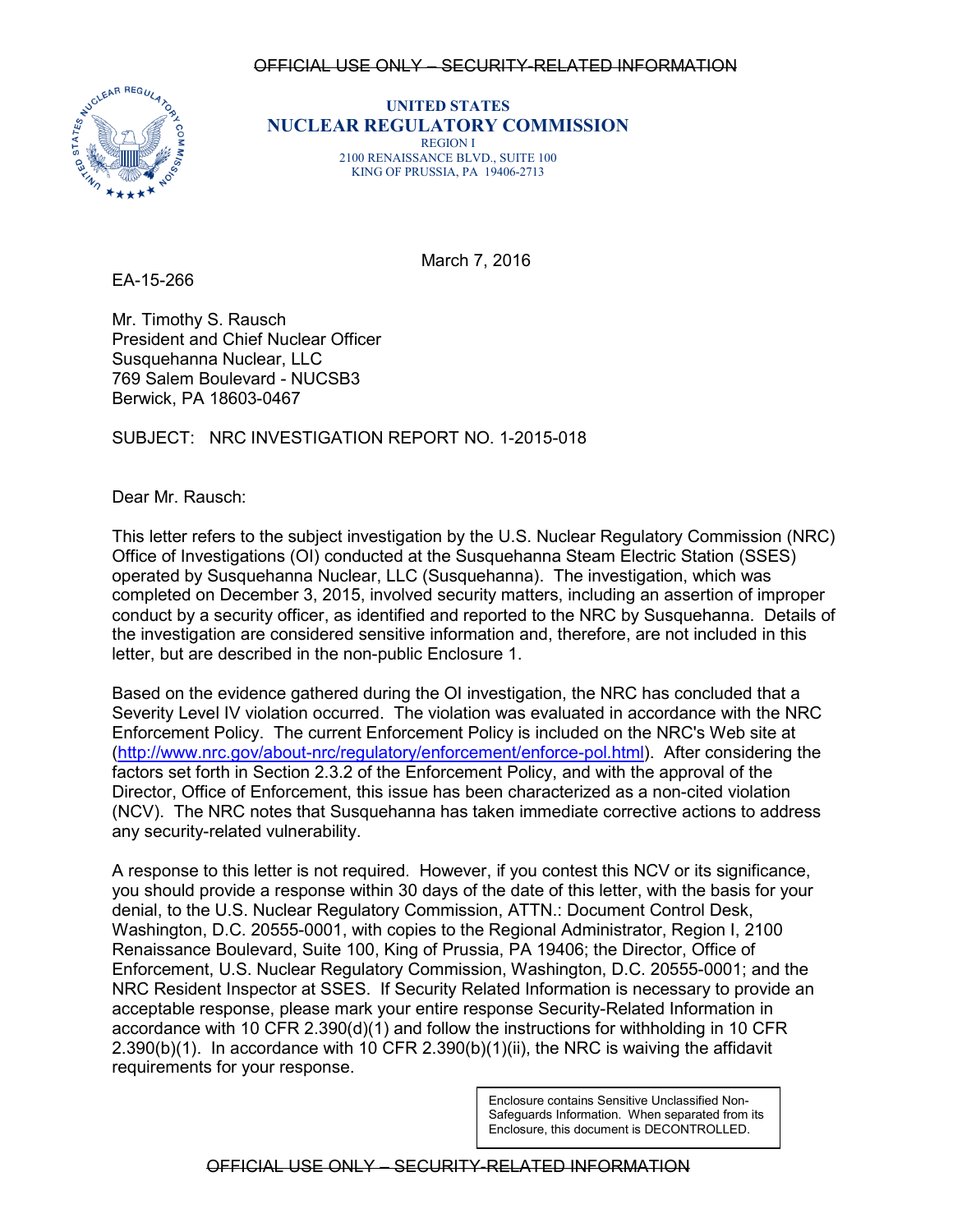~~OFFICIAL USE ONLY – SECURITY-RELATED INFORMATION~~

**UNITED STATES**
**NUCLEAR REGULATORY COMMISSION**
REGION I
2100 RENAISSANCE BLVD., SUITE 100
KING OF PRUSSIA, PA 19406-2713

March 7, 2016

EA-15-266

Mr. Timothy S. Rausch
President and Chief Nuclear Officer
Susquehanna Nuclear, LLC
769 Salem Boulevard - NUCSB3
Berwick, PA 18603-0467

SUBJECT: NRC INVESTIGATION REPORT NO. 1-2015-018

Dear Mr. Rausch:

This letter refers to the subject investigation by the U.S. Nuclear Regulatory Commission (NRC) Office of Investigations (OI) conducted at the Susquehanna Steam Electric Station (SSES) operated by Susquehanna Nuclear, LLC (Susquehanna). The investigation, which was completed on December 3, 2015, involved security matters, including an assertion of improper conduct by a security officer, as identified and reported to the NRC by Susquehanna. Details of the investigation are considered sensitive information and, therefore, are not included in this letter, but are described in the non-public Enclosure 1.

Based on the evidence gathered during the OI investigation, the NRC has concluded that a Severity Level IV violation occurred. The violation was evaluated in accordance with the NRC Enforcement Policy. The current Enforcement Policy is included on the NRC's Web site at (http://www.nrc.gov/about-nrc/regulatory/enforcement/enforce-pol.html). After considering the factors set forth in Section 2.3.2 of the Enforcement Policy, and with the approval of the Director, Office of Enforcement, this issue has been characterized as a non-cited violation (NCV). The NRC notes that Susquehanna has taken immediate corrective actions to address any security-related vulnerability.

A response to this letter is not required. However, if you contest this NCV or its significance, you should provide a response within 30 days of the date of this letter, with the basis for your denial, to the U.S. Nuclear Regulatory Commission, ATTN.: Document Control Desk, Washington, D.C. 20555-0001, with copies to the Regional Administrator, Region I, 2100 Renaissance Boulevard, Suite 100, King of Prussia, PA 19406; the Director, Office of Enforcement, U.S. Nuclear Regulatory Commission, Washington, D.C. 20555-0001; and the NRC Resident Inspector at SSES. If Security Related Information is necessary to provide an acceptable response, please mark your entire response Security-Related Information in accordance with 10 CFR 2.390(d)(1) and follow the instructions for withholding in 10 CFR 2.390(b)(1). In accordance with 10 CFR 2.390(b)(1)(ii), the NRC is waiving the affidavit requirements for your response.

Enclosure contains Sensitive Unclassified Non-Safeguards Information. When separated from its Enclosure, this document is DECONTROLLED.

~~OFFICIAL USE ONLY – SECURITY-RELATED INFORMATION~~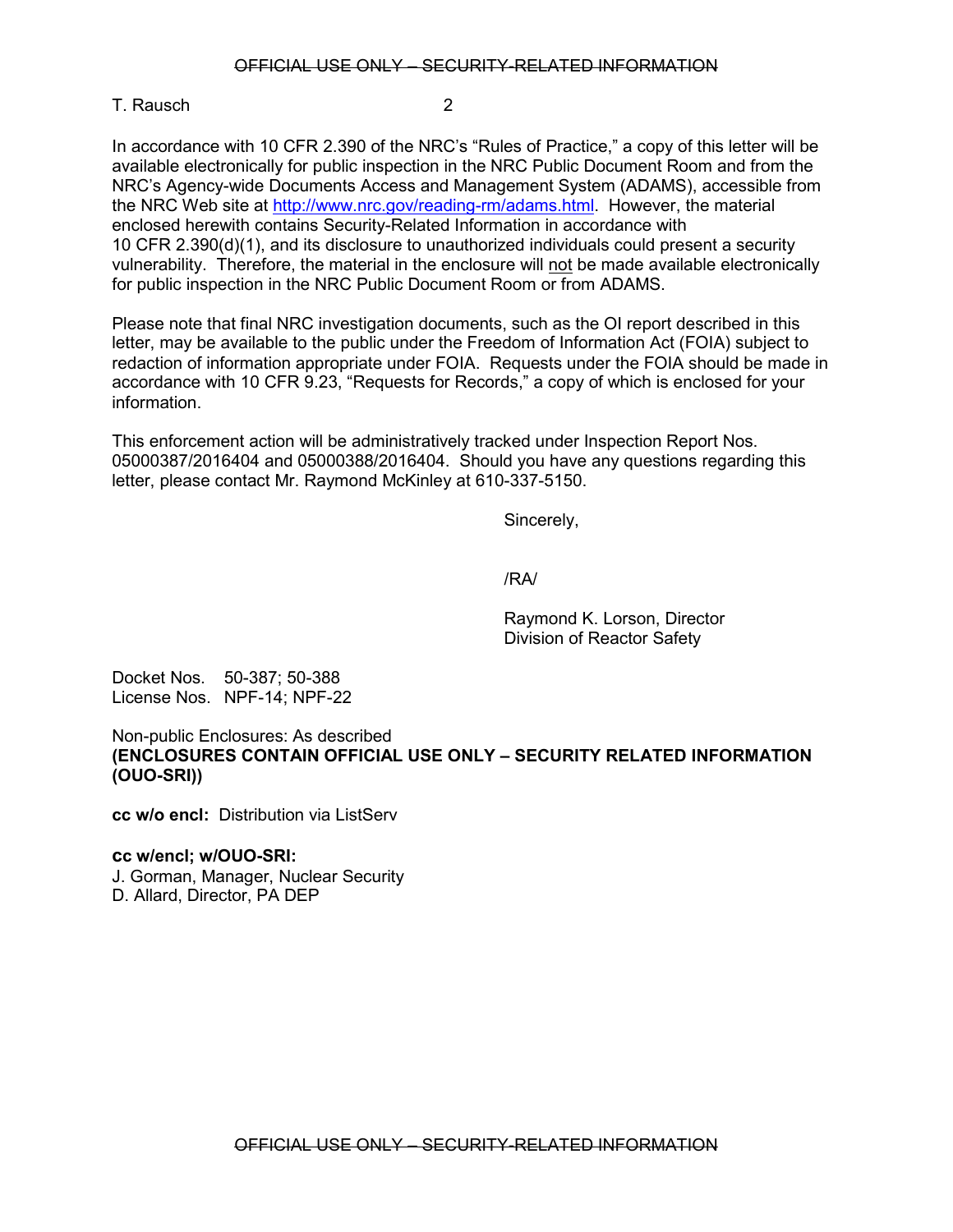In accordance with 10 CFR 2.390 of the NRC's "Rules of Practice," a copy of this letter will be available electronically for public inspection in the NRC Public Document Room and from the NRC's Agency-wide Documents Access and Management System (ADAMS), accessible from the NRC Web site at http://www.nrc.gov/reading-rm/adams.html. However, the material enclosed herewith contains Security-Related Information in accordance with 10 CFR 2.390(d)(1), and its disclosure to unauthorized individuals could present a security vulnerability. Therefore, the material in the enclosure will not be made available electronically for public inspection in the NRC Public Document Room or from ADAMS.

Please note that final NRC investigation documents, such as the OI report described in this letter, may be available to the public under the Freedom of Information Act (FOIA) subject to redaction of information appropriate under FOIA. Requests under the FOIA should be made in accordance with 10 CFR 9.23, "Requests for Records," a copy of which is enclosed for your information.

This enforcement action will be administratively tracked under Inspection Report Nos. 05000387/2016404 and 05000388/2016404. Should you have any questions regarding this letter, please contact Mr. Raymond McKinley at 610-337-5150.

Sincerely,

/RA/

Raymond K. Lorson, Director
Division of Reactor Safety

Docket Nos. 50-387; 50-388
License Nos. NPF-14; NPF-22

Non-public Enclosures: As described
**(ENCLOSURES CONTAIN OFFICIAL USE ONLY – SECURITY RELATED INFORMATION (OUO-SRI))**

**cc w/o encl:** Distribution via ListServ

**cc w/encl; w/OUO-SRI:**
J. Gorman, Manager, Nuclear Security
D. Allard, Director, PA DEP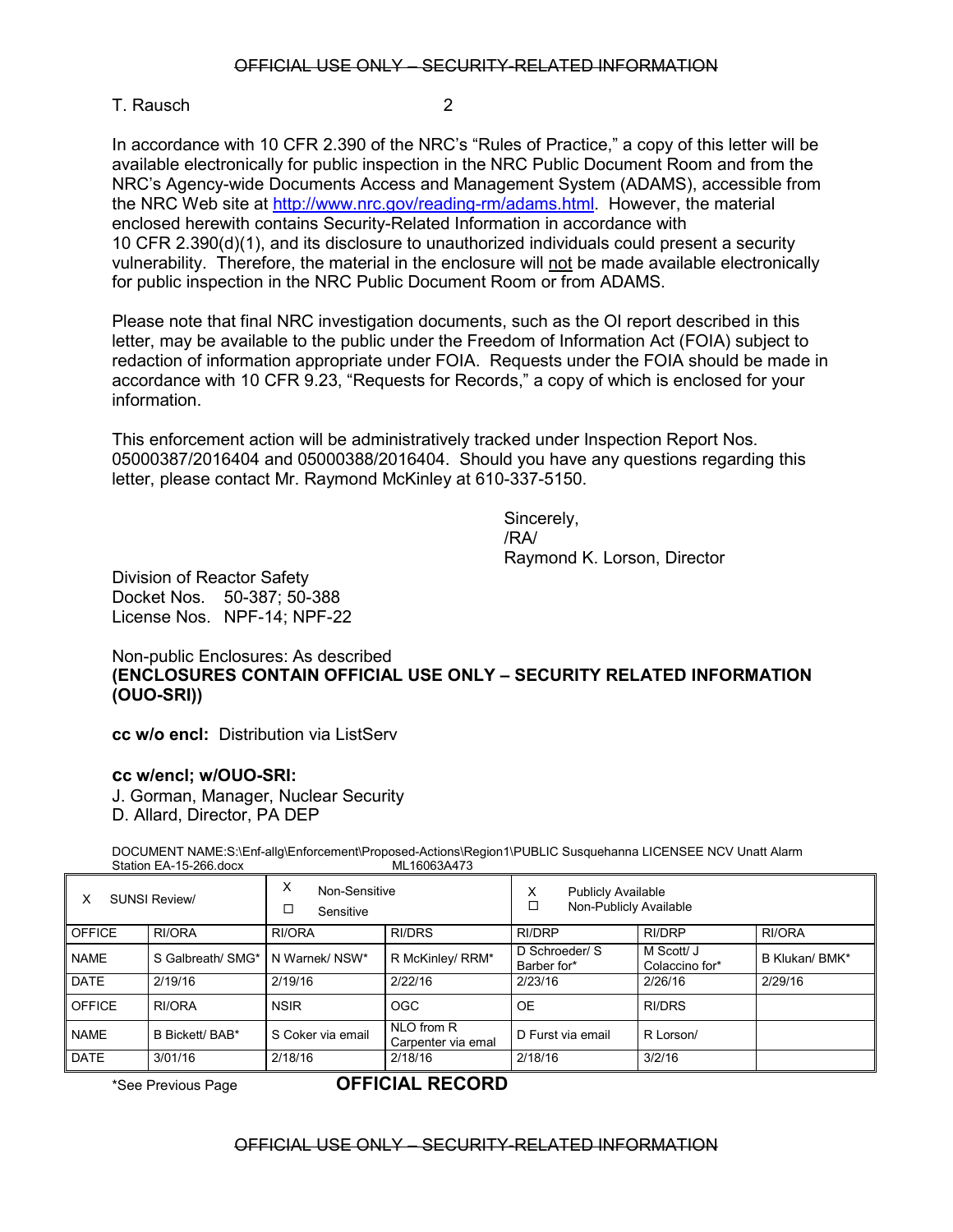In accordance with 10 CFR 2.390 of the NRC's "Rules of Practice," a copy of this letter will be available electronically for public inspection in the NRC Public Document Room and from the NRC's Agency-wide Documents Access and Management System (ADAMS), accessible from the NRC Web site at http://www.nrc.gov/reading-rm/adams.html. However, the material enclosed herewith contains Security-Related Information in accordance with 10 CFR 2.390(d)(1), and its disclosure to unauthorized individuals could present a security vulnerability. Therefore, the material in the enclosure will not be made available electronically for public inspection in the NRC Public Document Room or from ADAMS.

Please note that final NRC investigation documents, such as the OI report described in this letter, may be available to the public under the Freedom of Information Act (FOIA) subject to redaction of information appropriate under FOIA. Requests under the FOIA should be made in accordance with 10 CFR 9.23, "Requests for Records," a copy of which is enclosed for your information.

This enforcement action will be administratively tracked under Inspection Report Nos. 05000387/2016404 and 05000388/2016404. Should you have any questions regarding this letter, please contact Mr. Raymond McKinley at 610-337-5150.

Sincerely,
/RA/
Raymond K. Lorson, Director

Division of Reactor Safety
Docket Nos. 50-387; 50-388
License Nos. NPF-14; NPF-22

Non-public Enclosures: As described
**(ENCLOSURES CONTAIN OFFICIAL USE ONLY – SECURITY RELATED INFORMATION (OUO-SRI))**

**cc w/o encl:** Distribution via ListServ

**cc w/encl; w/OUO-SRI:**
J. Gorman, Manager, Nuclear Security
D. Allard, Director, PA DEP

DOCUMENT NAME:S:\Enf-allg\Enforcement\Proposed-Actions\Region1\PUBLIC Susquehanna LICENSEE NCV Unatt Alarm Station EA-15-266.docx ML16063A473

| X SUNSI Review/ | | X Non-Sensitive ☐ Sensitive | | X Publicly Available ☐ Non-Publicly Available | | |
|---|---|---|---|---|---|---|
| OFFICE | RI/ORA | RI/ORA | RI/DRS | RI/DRP | RI/DRP | RI/ORA |
| NAME | S Galbreath/ SMG* | N Warnek/ NSW* | R McKinley/ RRM* | D Schroeder/ S Barber for* | M Scott/ J Colaccino for* | B Klukan/ BMK* |
| DATE | 2/19/16 | 2/19/16 | 2/22/16 | 2/23/16 | 2/26/16 | 2/29/16 |
| OFFICE | RI/ORA | NSIR | OGC | OE | RI/DRS | |
| NAME | B Bickett/ BAB* | S Coker via email | NLO from R Carpenter via emal | D Furst via email | R Lorson/ | |
| DATE | 3/01/16 | 2/18/16 | 2/18/16 | 2/18/16 | 3/2/16 | |

*See Previous Page **OFFICIAL RECORD**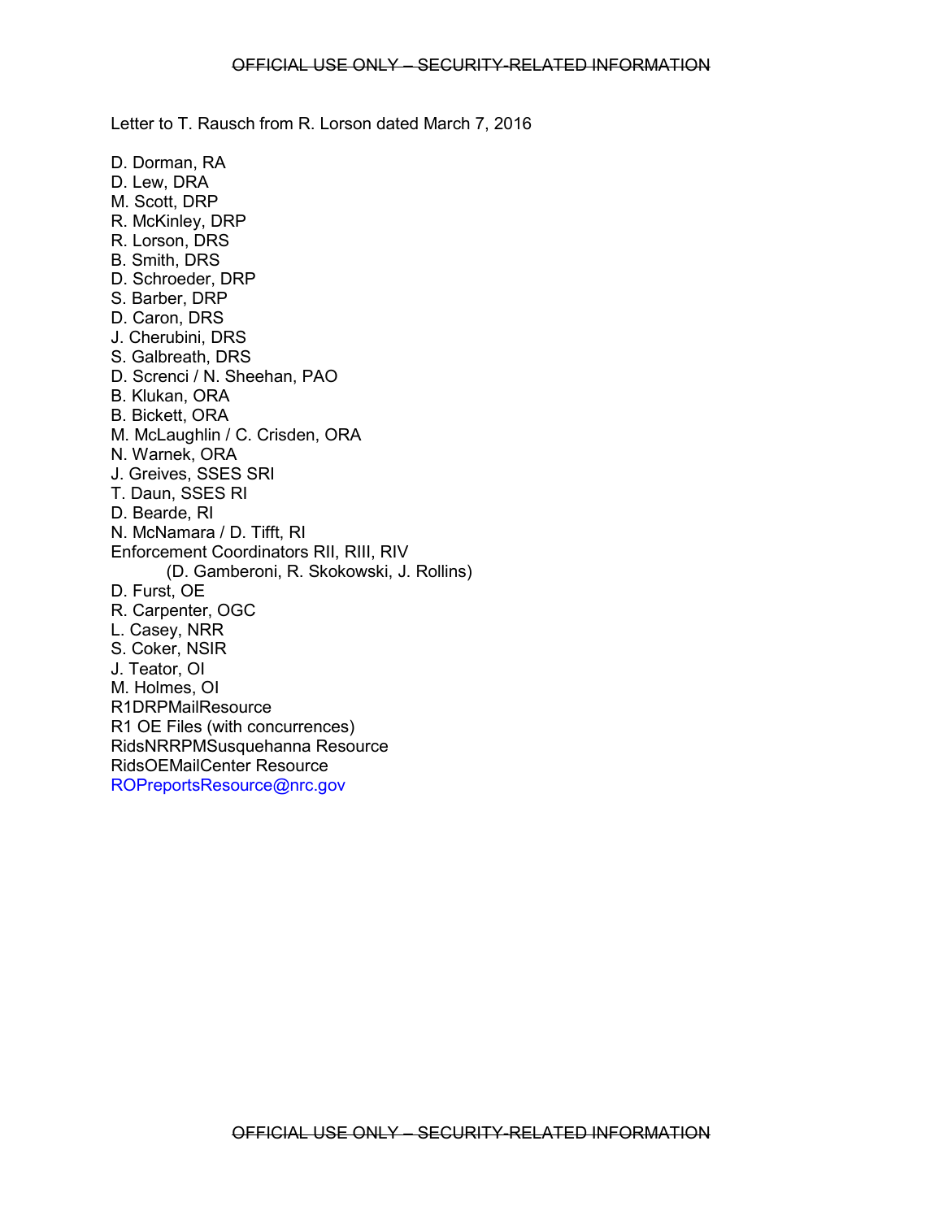Letter to T. Rausch from R. Lorson dated March 7, 2016

D. Dorman, RA
D. Lew, DRA
M. Scott, DRP
R. McKinley, DRP
R. Lorson, DRS
B. Smith, DRS
D. Schroeder, DRP
S. Barber, DRP
D. Caron, DRS
J. Cherubini, DRS
S. Galbreath, DRS
D. Screnci / N. Sheehan, PAO
B. Klukan, ORA
B. Bickett, ORA
M. McLaughlin / C. Crisden, ORA
N. Warnek, ORA
J. Greives, SSES SRI
T. Daun, SSES RI
D. Bearde, RI
N. McNamara / D. Tifft, RI
Enforcement Coordinators RII, RIII, RIV
(D. Gamberoni, R. Skokowski, J. Rollins)
D. Furst, OE
R. Carpenter, OGC
L. Casey, NRR
S. Coker, NSIR
J. Teator, OI
M. Holmes, OI
R1DRPMailResource
R1 OE Files (with concurrences)
RidsNRRPMSusquehanna Resource
RidsOEMailCenter Resource
ROPreportsResource@nrc.gov